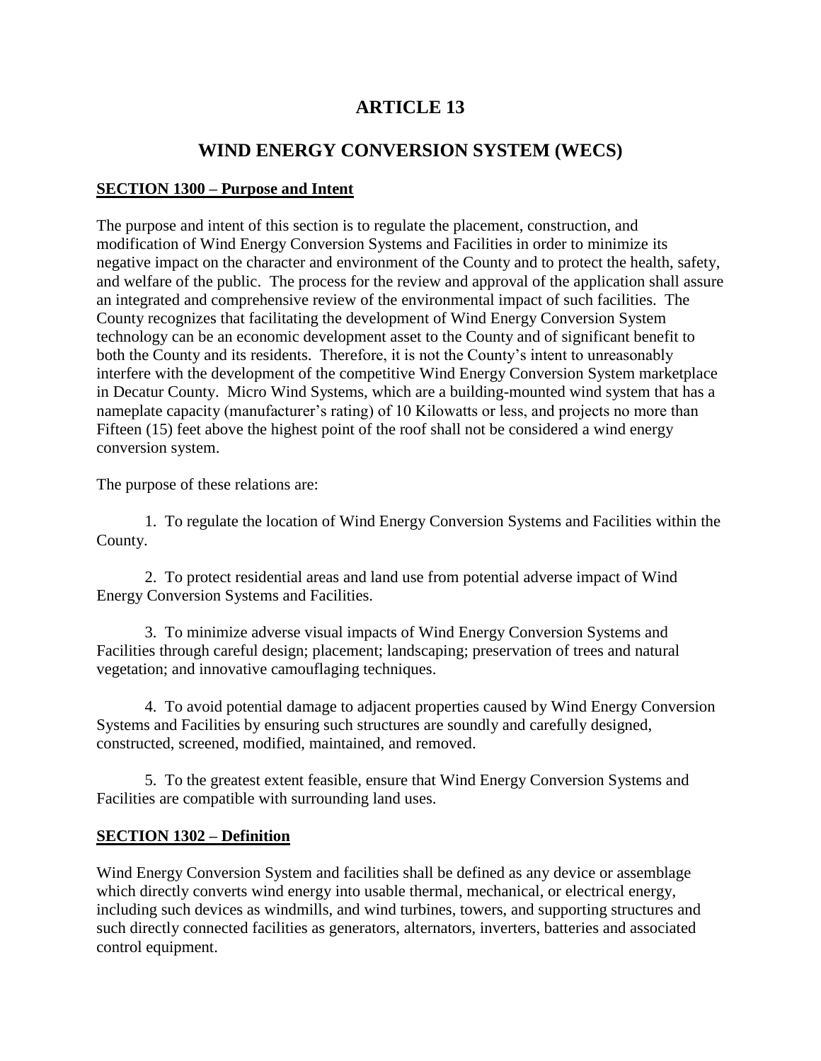# ARTICLE 13

# WIND ENERGY CONVERSION SYSTEM (WECS)

## SECTION 1300 – Purpose and Intent

The purpose and intent of this section is to regulate the placement, construction, and modification of Wind Energy Conversion Systems and Facilities in order to minimize its negative impact on the character and environment of the County and to protect the health, safety, and welfare of the public. The process for the review and approval of the application shall assure an integrated and comprehensive review of the environmental impact of such facilities. The County recognizes that facilitating the development of Wind Energy Conversion System technology can be an economic development asset to the County and of significant benefit to both the County and its residents. Therefore, it is not the County's intent to unreasonably interfere with the development of the competitive Wind Energy Conversion System marketplace in Decatur County. Micro Wind Systems, which are a building-mounted wind system that has a nameplate capacity (manufacturer's rating) of 10 Kilowatts or less, and projects no more than Fifteen (15) feet above the highest point of the roof shall not be considered a wind energy conversion system.

The purpose of these relations are:

1. To regulate the location of Wind Energy Conversion Systems and Facilities within the County.

2. To protect residential areas and land use from potential adverse impact of Wind Energy Conversion Systems and Facilities.

3. To minimize adverse visual impacts of Wind Energy Conversion Systems and Facilities through careful design; placement; landscaping; preservation of trees and natural vegetation; and innovative camouflaging techniques.

4. To avoid potential damage to adjacent properties caused by Wind Energy Conversion Systems and Facilities by ensuring such structures are soundly and carefully designed, constructed, screened, modified, maintained, and removed.

5. To the greatest extent feasible, ensure that Wind Energy Conversion Systems and Facilities are compatible with surrounding land uses.

## SECTION 1302 – Definition

Wind Energy Conversion System and facilities shall be defined as any device or assemblage which directly converts wind energy into usable thermal, mechanical, or electrical energy, including such devices as windmills, and wind turbines, towers, and supporting structures and such directly connected facilities as generators, alternators, inverters, batteries and associated control equipment.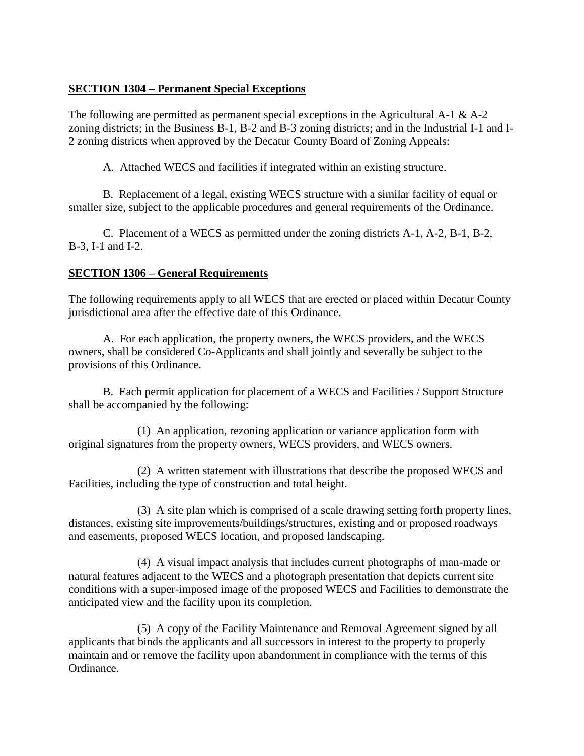## SECTION 1304 – Permanent Special Exceptions

The following are permitted as permanent special exceptions in the Agricultural A-1 & A-2 zoning districts; in the Business B-1, B-2 and B-3 zoning districts; and in the Industrial I-1 and I-2 zoning districts when approved by the Decatur County Board of Zoning Appeals:

A. Attached WECS and facilities if integrated within an existing structure.

B. Replacement of a legal, existing WECS structure with a similar facility of equal or smaller size, subject to the applicable procedures and general requirements of the Ordinance.

C. Placement of a WECS as permitted under the zoning districts A-1, A-2, B-1, B-2, B-3, I-1 and I-2.

## SECTION 1306 – General Requirements

The following requirements apply to all WECS that are erected or placed within Decatur County jurisdictional area after the effective date of this Ordinance.

A. For each application, the property owners, the WECS providers, and the WECS owners, shall be considered Co-Applicants and shall jointly and severally be subject to the provisions of this Ordinance.

B. Each permit application for placement of a WECS and Facilities / Support Structure shall be accompanied by the following:

(1) An application, rezoning application or variance application form with original signatures from the property owners, WECS providers, and WECS owners.

(2) A written statement with illustrations that describe the proposed WECS and Facilities, including the type of construction and total height.

(3) A site plan which is comprised of a scale drawing setting forth property lines, distances, existing site improvements/buildings/structures, existing and or proposed roadways and easements, proposed WECS location, and proposed landscaping.

(4) A visual impact analysis that includes current photographs of man-made or natural features adjacent to the WECS and a photograph presentation that depicts current site conditions with a super-imposed image of the proposed WECS and Facilities to demonstrate the anticipated view and the facility upon its completion.

(5) A copy of the Facility Maintenance and Removal Agreement signed by all applicants that binds the applicants and all successors in interest to the property to properly maintain and or remove the facility upon abandonment in compliance with the terms of this Ordinance.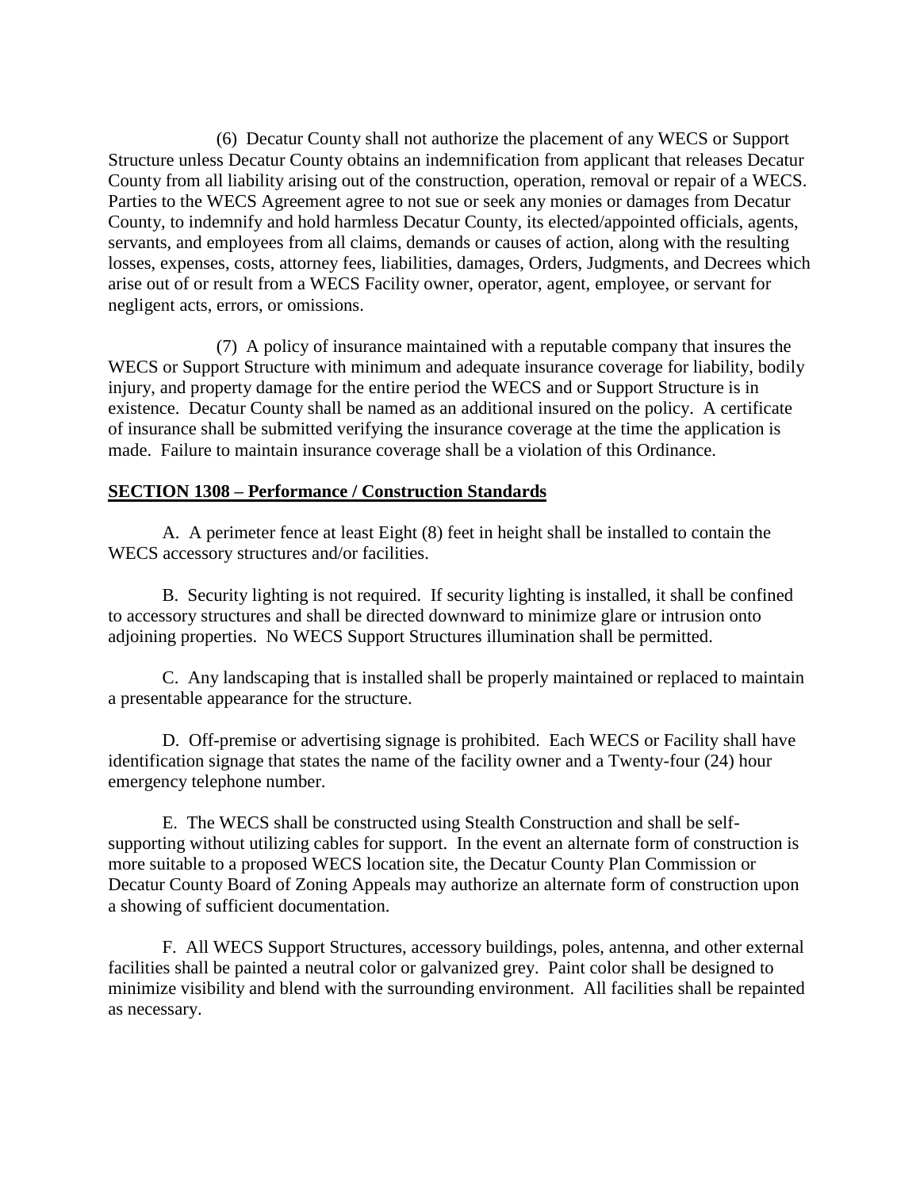(6) Decatur County shall not authorize the placement of any WECS or Support Structure unless Decatur County obtains an indemnification from applicant that releases Decatur County from all liability arising out of the construction, operation, removal or repair of a WECS. Parties to the WECS Agreement agree to not sue or seek any monies or damages from Decatur County, to indemnify and hold harmless Decatur County, its elected/appointed officials, agents, servants, and employees from all claims, demands or causes of action, along with the resulting losses, expenses, costs, attorney fees, liabilities, damages, Orders, Judgments, and Decrees which arise out of or result from a WECS Facility owner, operator, agent, employee, or servant for negligent acts, errors, or omissions.

(7) A policy of insurance maintained with a reputable company that insures the WECS or Support Structure with minimum and adequate insurance coverage for liability, bodily injury, and property damage for the entire period the WECS and or Support Structure is in existence. Decatur County shall be named as an additional insured on the policy. A certificate of insurance shall be submitted verifying the insurance coverage at the time the application is made. Failure to maintain insurance coverage shall be a violation of this Ordinance.

## SECTION 1308 – Performance / Construction Standards

A. A perimeter fence at least Eight (8) feet in height shall be installed to contain the WECS accessory structures and/or facilities.

B. Security lighting is not required. If security lighting is installed, it shall be confined to accessory structures and shall be directed downward to minimize glare or intrusion onto adjoining properties. No WECS Support Structures illumination shall be permitted.

C. Any landscaping that is installed shall be properly maintained or replaced to maintain a presentable appearance for the structure.

D. Off-premise or advertising signage is prohibited. Each WECS or Facility shall have identification signage that states the name of the facility owner and a Twenty-four (24) hour emergency telephone number.

E. The WECS shall be constructed using Stealth Construction and shall be self-supporting without utilizing cables for support. In the event an alternate form of construction is more suitable to a proposed WECS location site, the Decatur County Plan Commission or Decatur County Board of Zoning Appeals may authorize an alternate form of construction upon a showing of sufficient documentation.

F. All WECS Support Structures, accessory buildings, poles, antenna, and other external facilities shall be painted a neutral color or galvanized grey. Paint color shall be designed to minimize visibility and blend with the surrounding environment. All facilities shall be repainted as necessary.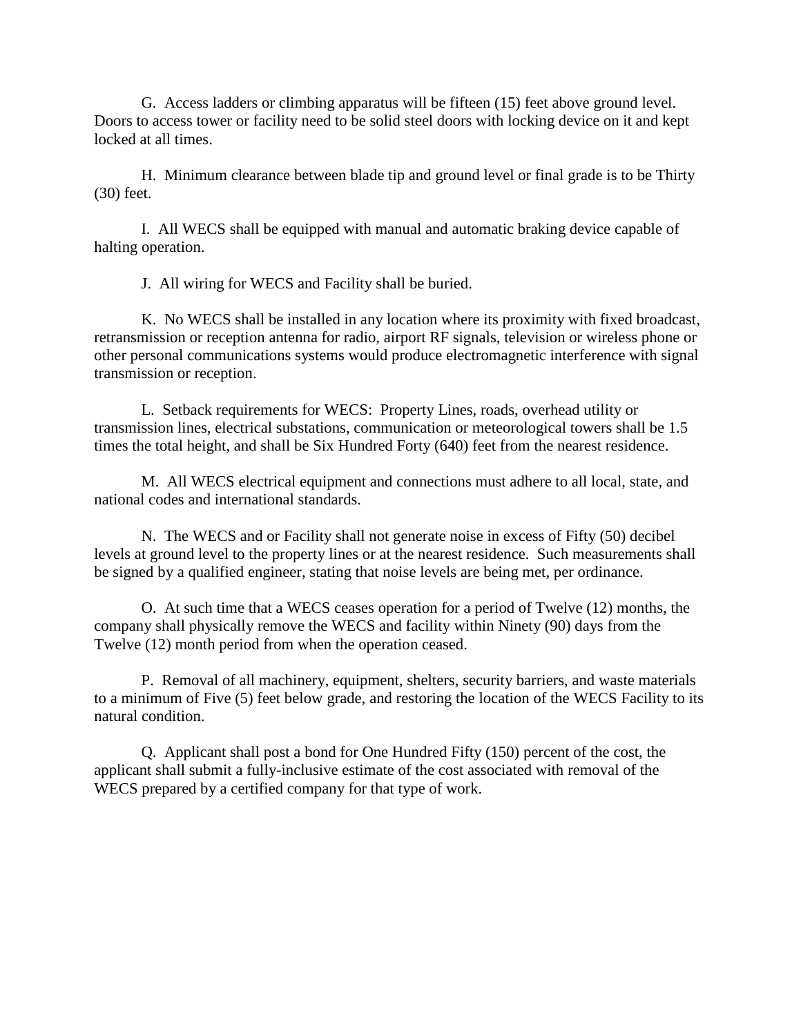G. Access ladders or climbing apparatus will be fifteen (15) feet above ground level. Doors to access tower or facility need to be solid steel doors with locking device on it and kept locked at all times.

H. Minimum clearance between blade tip and ground level or final grade is to be Thirty (30) feet.

I. All WECS shall be equipped with manual and automatic braking device capable of halting operation.

J. All wiring for WECS and Facility shall be buried.

K. No WECS shall be installed in any location where its proximity with fixed broadcast, retransmission or reception antenna for radio, airport RF signals, television or wireless phone or other personal communications systems would produce electromagnetic interference with signal transmission or reception.

L. Setback requirements for WECS: Property Lines, roads, overhead utility or transmission lines, electrical substations, communication or meteorological towers shall be 1.5 times the total height, and shall be Six Hundred Forty (640) feet from the nearest residence.

M. All WECS electrical equipment and connections must adhere to all local, state, and national codes and international standards.

N. The WECS and or Facility shall not generate noise in excess of Fifty (50) decibel levels at ground level to the property lines or at the nearest residence. Such measurements shall be signed by a qualified engineer, stating that noise levels are being met, per ordinance.

O. At such time that a WECS ceases operation for a period of Twelve (12) months, the company shall physically remove the WECS and facility within Ninety (90) days from the Twelve (12) month period from when the operation ceased.

P. Removal of all machinery, equipment, shelters, security barriers, and waste materials to a minimum of Five (5) feet below grade, and restoring the location of the WECS Facility to its natural condition.

Q. Applicant shall post a bond for One Hundred Fifty (150) percent of the cost, the applicant shall submit a fully-inclusive estimate of the cost associated with removal of the WECS prepared by a certified company for that type of work.